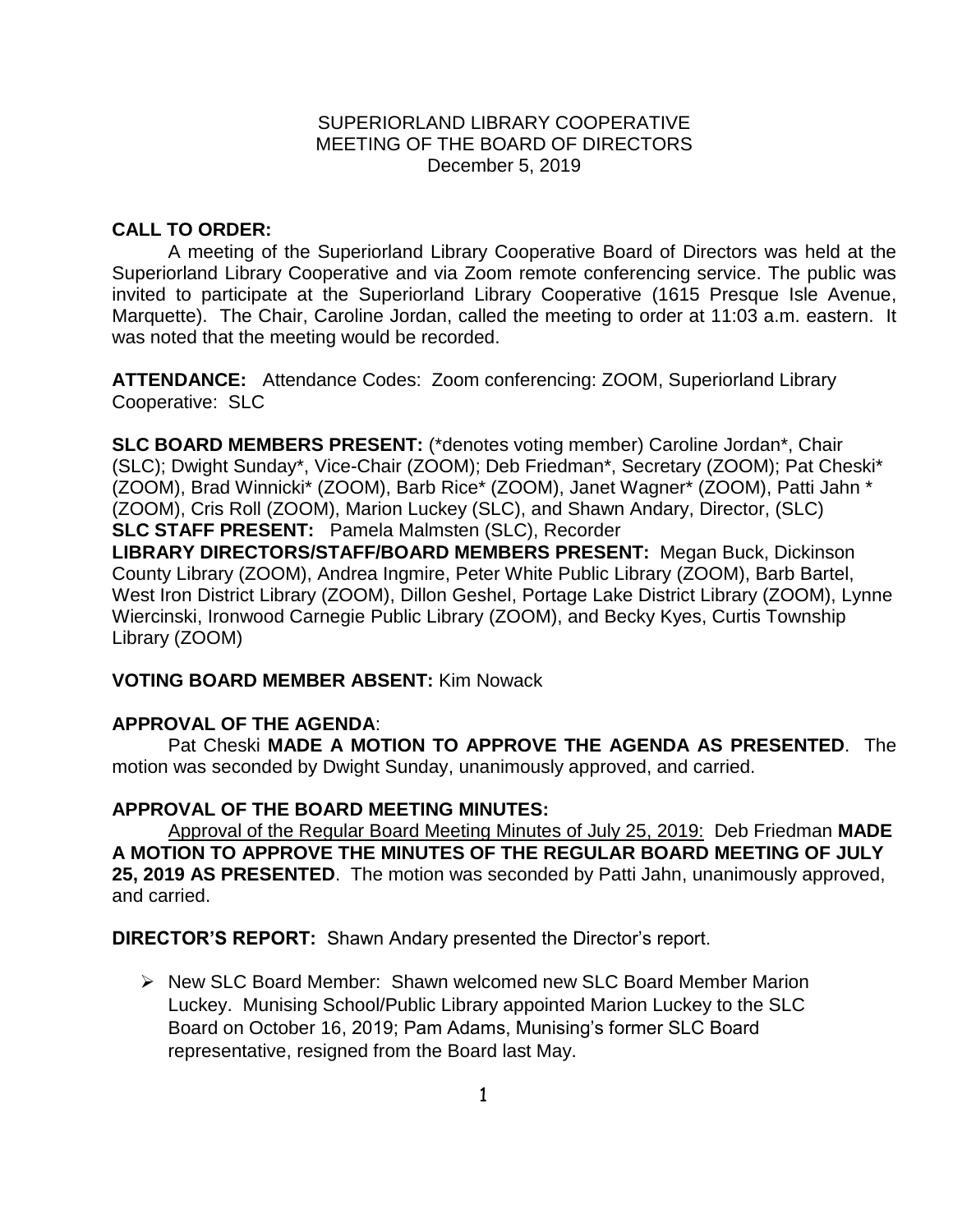SUPERIORLAND LIBRARY COOPERATIVE
MEETING OF THE BOARD OF DIRECTORS
December 5, 2019

**CALL TO ORDER:**

A meeting of the Superiorland Library Cooperative Board of Directors was held at the Superiorland Library Cooperative and via Zoom remote conferencing service. The public was invited to participate at the Superiorland Library Cooperative (1615 Presque Isle Avenue, Marquette). The Chair, Caroline Jordan, called the meeting to order at 11:03 a.m. eastern. It was noted that the meeting would be recorded.

**ATTENDANCE:** Attendance Codes: Zoom conferencing: ZOOM, Superiorland Library Cooperative: SLC

**SLC BOARD MEMBERS PRESENT:** (*denotes voting member) Caroline Jordan*, Chair (SLC); Dwight Sunday*, Vice-Chair (ZOOM); Deb Friedman*, Secretary (ZOOM); Pat Cheski* (ZOOM), Brad Winnicki* (ZOOM), Barb Rice* (ZOOM), Janet Wagner* (ZOOM), Patti Jahn * (ZOOM), Cris Roll (ZOOM), Marion Luckey (SLC), and Shawn Andary, Director, (SLC)
**SLC STAFF PRESENT:** Pamela Malmsten (SLC), Recorder
**LIBRARY DIRECTORS/STAFF/BOARD MEMBERS PRESENT:** Megan Buck, Dickinson County Library (ZOOM), Andrea Ingmire, Peter White Public Library (ZOOM), Barb Bartel, West Iron District Library (ZOOM), Dillon Geshel, Portage Lake District Library (ZOOM), Lynne Wiercinski, Ironwood Carnegie Public Library (ZOOM), and Becky Kyes, Curtis Township Library (ZOOM)

**VOTING BOARD MEMBER ABSENT:** Kim Nowack

**APPROVAL OF THE AGENDA**:

Pat Cheski **MADE A MOTION TO APPROVE THE AGENDA AS PRESENTED**. The motion was seconded by Dwight Sunday, unanimously approved, and carried.

**APPROVAL OF THE BOARD MEETING MINUTES:**

Approval of the Regular Board Meeting Minutes of July 25, 2019: Deb Friedman **MADE A MOTION TO APPROVE THE MINUTES OF THE REGULAR BOARD MEETING OF JULY 25, 2019 AS PRESENTED**. The motion was seconded by Patti Jahn, unanimously approved, and carried.

**DIRECTOR'S REPORT:** Shawn Andary presented the Director's report.

- New SLC Board Member: Shawn welcomed new SLC Board Member Marion Luckey. Munising School/Public Library appointed Marion Luckey to the SLC Board on October 16, 2019; Pam Adams, Munising's former SLC Board representative, resigned from the Board last May.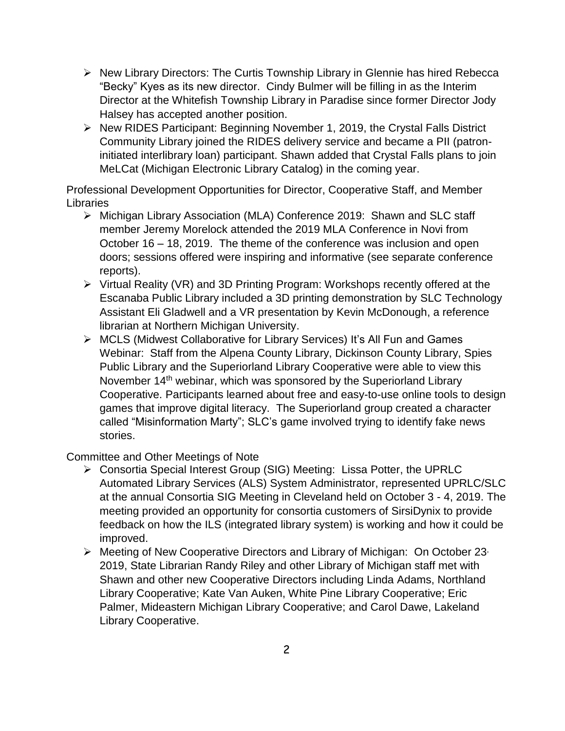- New Library Directors: The Curtis Township Library in Glennie has hired Rebecca "Becky" Kyes as its new director. Cindy Bulmer will be filling in as the Interim Director at the Whitefish Township Library in Paradise since former Director Jody Halsey has accepted another position.
- New RIDES Participant: Beginning November 1, 2019, the Crystal Falls District Community Library joined the RIDES delivery service and became a PII (patron-initiated interlibrary loan) participant. Shawn added that Crystal Falls plans to join MeLCat (Michigan Electronic Library Catalog) in the coming year.

Professional Development Opportunities for Director, Cooperative Staff, and Member Libraries

- Michigan Library Association (MLA) Conference 2019: Shawn and SLC staff member Jeremy Morelock attended the 2019 MLA Conference in Novi from October 16 – 18, 2019. The theme of the conference was inclusion and open doors; sessions offered were inspiring and informative (see separate conference reports).
- Virtual Reality (VR) and 3D Printing Program: Workshops recently offered at the Escanaba Public Library included a 3D printing demonstration by SLC Technology Assistant Eli Gladwell and a VR presentation by Kevin McDonough, a reference librarian at Northern Michigan University.
- MCLS (Midwest Collaborative for Library Services) It's All Fun and Games Webinar: Staff from the Alpena County Library, Dickinson County Library, Spies Public Library and the Superiorland Library Cooperative were able to view this November 14th webinar, which was sponsored by the Superiorland Library Cooperative. Participants learned about free and easy-to-use online tools to design games that improve digital literacy. The Superiorland group created a character called "Misinformation Marty"; SLC's game involved trying to identify fake news stories.

Committee and Other Meetings of Note

- Consortia Special Interest Group (SIG) Meeting: Lissa Potter, the UPRLC Automated Library Services (ALS) System Administrator, represented UPRLC/SLC at the annual Consortia SIG Meeting in Cleveland held on October 3 - 4, 2019. The meeting provided an opportunity for consortia customers of SirsiDynix to provide feedback on how the ILS (integrated library system) is working and how it could be improved.
- Meeting of New Cooperative Directors and Library of Michigan: On October 23, 2019, State Librarian Randy Riley and other Library of Michigan staff met with Shawn and other new Cooperative Directors including Linda Adams, Northland Library Cooperative; Kate Van Auken, White Pine Library Cooperative; Eric Palmer, Mideastern Michigan Library Cooperative; and Carol Dawe, Lakeland Library Cooperative.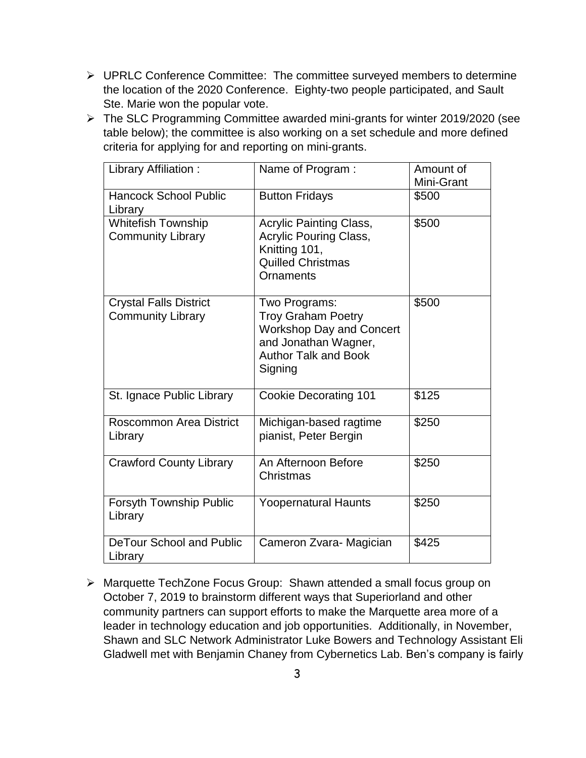- UPRLC Conference Committee: The committee surveyed members to determine the location of the 2020 Conference. Eighty-two people participated, and Sault Ste. Marie won the popular vote.
- The SLC Programming Committee awarded mini-grants for winter 2019/2020 (see table below); the committee is also working on a set schedule and more defined criteria for applying for and reporting on mini-grants.

| Library Affiliation : | Name of Program : | Amount of Mini-Grant |
|---|---|---|
| Hancock School Public Library | Button Fridays | \$500 |
| Whitefish Township Community Library | Acrylic Painting Class, Acrylic Pouring Class, Knitting 101, Quilled Christmas Ornaments | \$500 |
| Crystal Falls District Community Library | Two Programs: Troy Graham Poetry Workshop Day and Concert and Jonathan Wagner, Author Talk and Book Signing | \$500 |
| St. Ignace Public Library | Cookie Decorating 101 | \$125 |
| Roscommon Area District Library | Michigan-based ragtime pianist, Peter Bergin | \$250 |
| Crawford County Library | An Afternoon Before Christmas | \$250 |
| Forsyth Township Public Library | Yoopernatural Haunts | \$250 |
| DeTour School and Public Library | Cameron Zvara- Magician | \$425 |

- Marquette TechZone Focus Group: Shawn attended a small focus group on October 7, 2019 to brainstorm different ways that Superiorland and other community partners can support efforts to make the Marquette area more of a leader in technology education and job opportunities. Additionally, in November, Shawn and SLC Network Administrator Luke Bowers and Technology Assistant Eli Gladwell met with Benjamin Chaney from Cybernetics Lab. Ben's company is fairly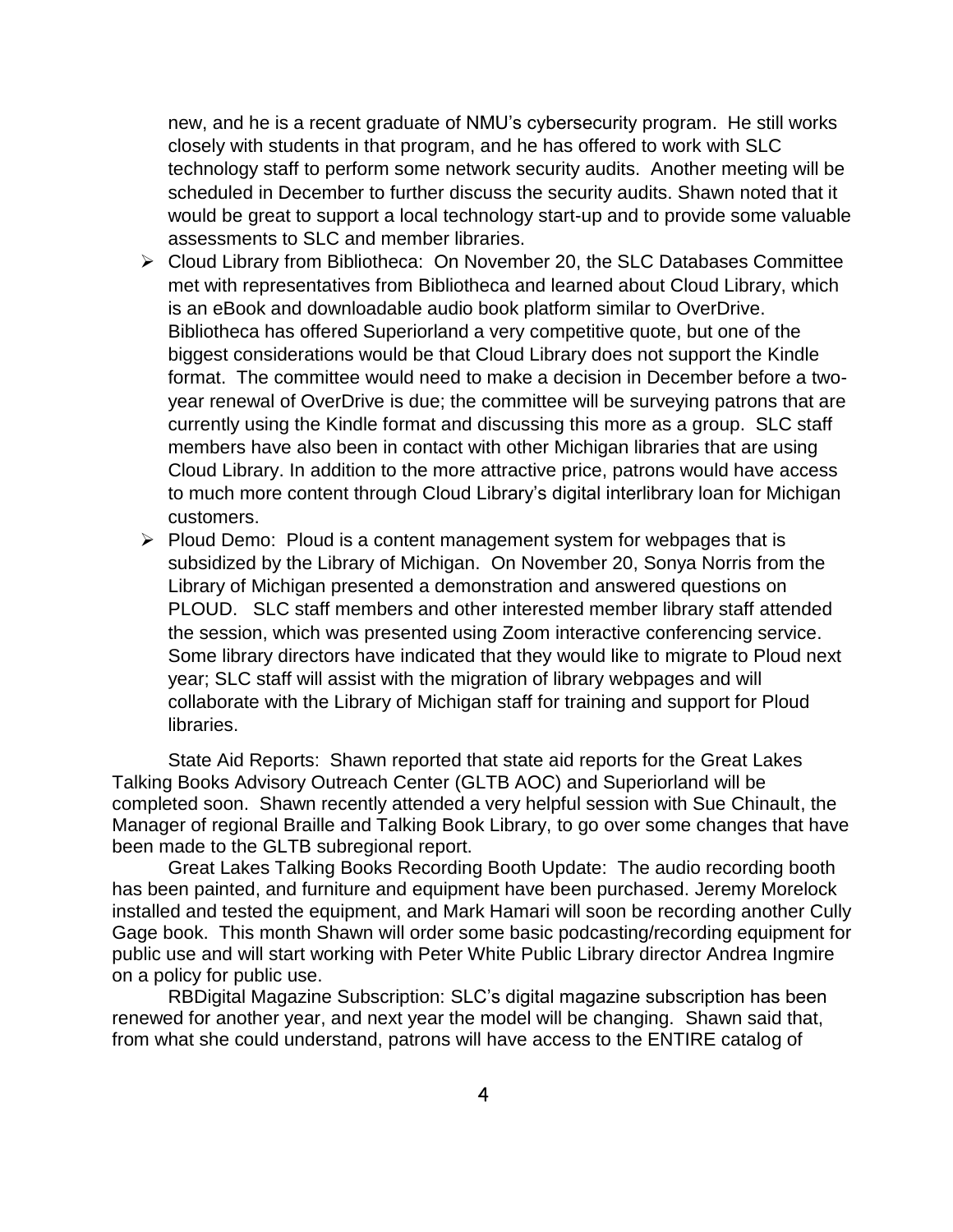new, and he is a recent graduate of NMU's cybersecurity program. He still works closely with students in that program, and he has offered to work with SLC technology staff to perform some network security audits. Another meeting will be scheduled in December to further discuss the security audits. Shawn noted that it would be great to support a local technology start-up and to provide some valuable assessments to SLC and member libraries.

- Cloud Library from Bibliotheca: On November 20, the SLC Databases Committee met with representatives from Bibliotheca and learned about Cloud Library, which is an eBook and downloadable audio book platform similar to OverDrive. Bibliotheca has offered Superiorland a very competitive quote, but one of the biggest considerations would be that Cloud Library does not support the Kindle format. The committee would need to make a decision in December before a two-year renewal of OverDrive is due; the committee will be surveying patrons that are currently using the Kindle format and discussing this more as a group. SLC staff members have also been in contact with other Michigan libraries that are using Cloud Library. In addition to the more attractive price, patrons would have access to much more content through Cloud Library's digital interlibrary loan for Michigan customers.
- Ploud Demo: Ploud is a content management system for webpages that is subsidized by the Library of Michigan. On November 20, Sonya Norris from the Library of Michigan presented a demonstration and answered questions on PLOUD. SLC staff members and other interested member library staff attended the session, which was presented using Zoom interactive conferencing service. Some library directors have indicated that they would like to migrate to Ploud next year; SLC staff will assist with the migration of library webpages and will collaborate with the Library of Michigan staff for training and support for Ploud libraries.

State Aid Reports: Shawn reported that state aid reports for the Great Lakes Talking Books Advisory Outreach Center (GLTB AOC) and Superiorland will be completed soon. Shawn recently attended a very helpful session with Sue Chinault, the Manager of regional Braille and Talking Book Library, to go over some changes that have been made to the GLTB subregional report.

Great Lakes Talking Books Recording Booth Update: The audio recording booth has been painted, and furniture and equipment have been purchased. Jeremy Morelock installed and tested the equipment, and Mark Hamari will soon be recording another Cully Gage book. This month Shawn will order some basic podcasting/recording equipment for public use and will start working with Peter White Public Library director Andrea Ingmire on a policy for public use.

RBDigital Magazine Subscription: SLC's digital magazine subscription has been renewed for another year, and next year the model will be changing. Shawn said that, from what she could understand, patrons will have access to the ENTIRE catalog of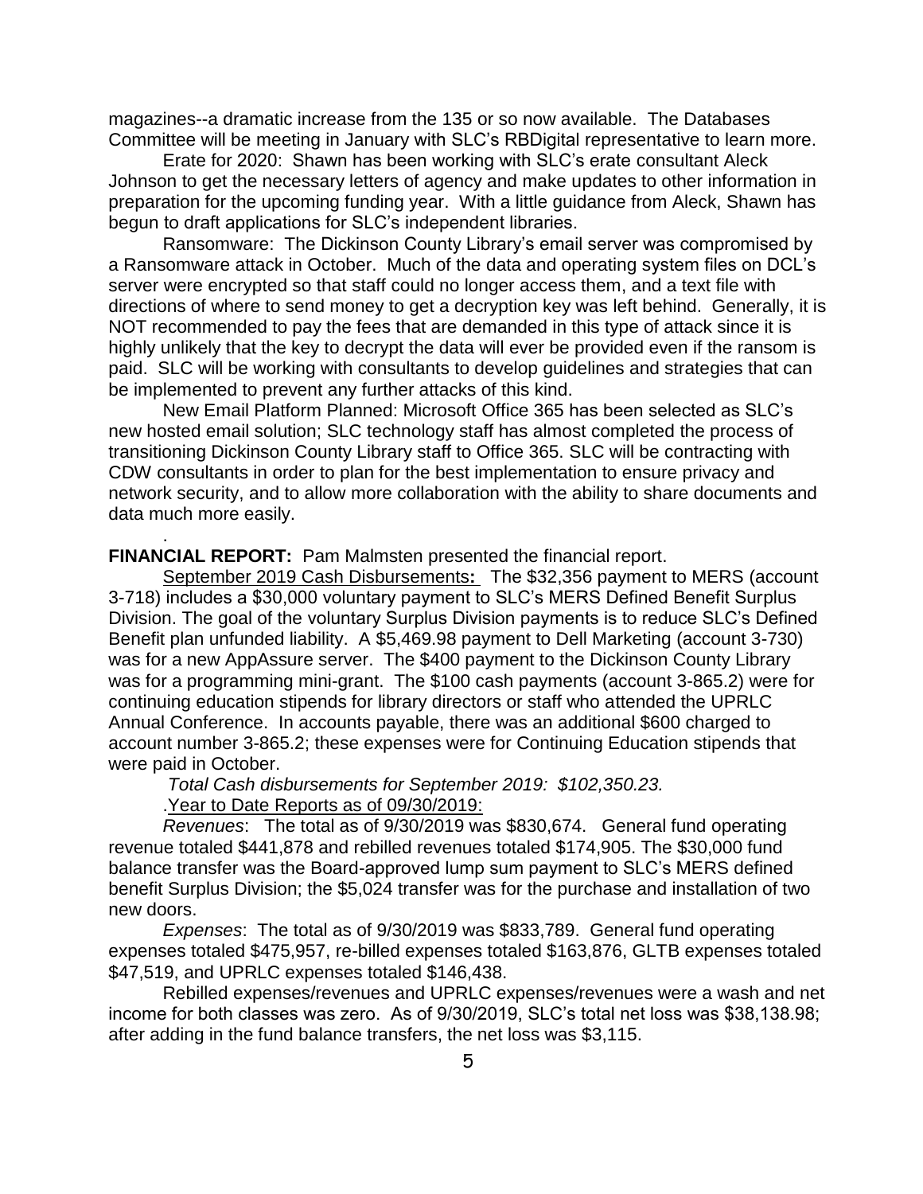magazines--a dramatic increase from the 135 or so now available. The Databases Committee will be meeting in January with SLC's RBDigital representative to learn more.

Erate for 2020: Shawn has been working with SLC's erate consultant Aleck Johnson to get the necessary letters of agency and make updates to other information in preparation for the upcoming funding year. With a little guidance from Aleck, Shawn has begun to draft applications for SLC's independent libraries.

Ransomware: The Dickinson County Library's email server was compromised by a Ransomware attack in October. Much of the data and operating system files on DCL's server were encrypted so that staff could no longer access them, and a text file with directions of where to send money to get a decryption key was left behind. Generally, it is NOT recommended to pay the fees that are demanded in this type of attack since it is highly unlikely that the key to decrypt the data will ever be provided even if the ransom is paid. SLC will be working with consultants to develop guidelines and strategies that can be implemented to prevent any further attacks of this kind.

New Email Platform Planned: Microsoft Office 365 has been selected as SLC's new hosted email solution; SLC technology staff has almost completed the process of transitioning Dickinson County Library staff to Office 365. SLC will be contracting with CDW consultants in order to plan for the best implementation to ensure privacy and network security, and to allow more collaboration with the ability to share documents and data much more easily.

.

**FINANCIAL REPORT:** Pam Malmsten presented the financial report.

<u>September 2019 Cash Disbursements</u>**:** The $32,356 payment to MERS (account 3-718) includes a $30,000 voluntary payment to SLC's MERS Defined Benefit Surplus Division. The goal of the voluntary Surplus Division payments is to reduce SLC's Defined Benefit plan unfunded liability. A $5,469.98 payment to Dell Marketing (account 3-730) was for a new AppAssure server. The $400 payment to the Dickinson County Library was for a programming mini-grant. The $100 cash payments (account 3-865.2) were for continuing education stipends for library directors or staff who attended the UPRLC Annual Conference. In accounts payable, there was an additional $600 charged to account number 3-865.2; these expenses were for Continuing Education stipends that were paid in October.

*Total Cash disbursements for September 2019: $102,350.23.*

.<u>Year to Date Reports as of 09/30/2019:</u>

*Revenues*: The total as of 9/30/2019 was $830,674. General fund operating revenue totaled $441,878 and rebilled revenues totaled $174,905. The $30,000 fund balance transfer was the Board-approved lump sum payment to SLC's MERS defined benefit Surplus Division; the $5,024 transfer was for the purchase and installation of two new doors.

*Expenses*: The total as of 9/30/2019 was $833,789. General fund operating expenses totaled $475,957, re-billed expenses totaled $163,876, GLTB expenses totaled $47,519, and UPRLC expenses totaled $146,438.

Rebilled expenses/revenues and UPRLC expenses/revenues were a wash and net income for both classes was zero. As of 9/30/2019, SLC's total net loss was $38,138.98; after adding in the fund balance transfers, the net loss was $3,115.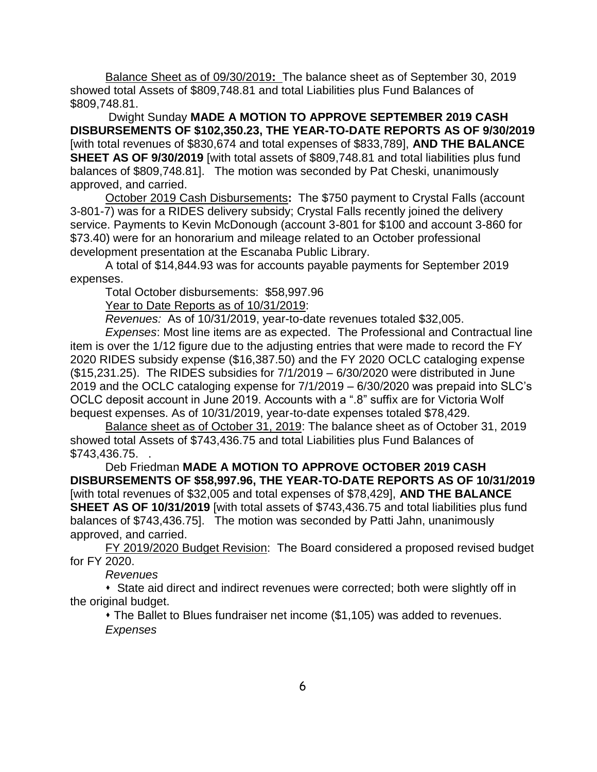Balance Sheet as of 09/30/2019**:** The balance sheet as of September 30, 2019 showed total Assets of $809,748.81 and total Liabilities plus Fund Balances of $809,748.81.

Dwight Sunday **MADE A MOTION TO APPROVE SEPTEMBER 2019 CASH DISBURSEMENTS OF $102,350.23, THE YEAR-TO-DATE REPORTS AS OF 9/30/2019** [with total revenues of $830,674 and total expenses of $833,789], **AND THE BALANCE SHEET AS OF 9/30/2019** [with total assets of $809,748.81 and total liabilities plus fund balances of $809,748.81]. The motion was seconded by Pat Cheski, unanimously approved, and carried.

October 2019 Cash Disbursements**:** The $750 payment to Crystal Falls (account 3-801-7) was for a RIDES delivery subsidy; Crystal Falls recently joined the delivery service. Payments to Kevin McDonough (account 3-801 for $100 and account 3-860 for $73.40) were for an honorarium and mileage related to an October professional development presentation at the Escanaba Public Library.

A total of $14,844.93 was for accounts payable payments for September 2019 expenses.

Total October disbursements: $58,997.96

Year to Date Reports as of 10/31/2019:

*Revenues:* As of 10/31/2019, year-to-date revenues totaled $32,005.

*Expenses*: Most line items are as expected. The Professional and Contractual line item is over the 1/12 figure due to the adjusting entries that were made to record the FY 2020 RIDES subsidy expense ($16,387.50) and the FY 2020 OCLC cataloging expense ($15,231.25). The RIDES subsidies for 7/1/2019 – 6/30/2020 were distributed in June 2019 and the OCLC cataloging expense for 7/1/2019 – 6/30/2020 was prepaid into SLC's OCLC deposit account in June 2019. Accounts with a ".8" suffix are for Victoria Wolf bequest expenses. As of 10/31/2019, year-to-date expenses totaled $78,429.

Balance sheet as of October 31, 2019: The balance sheet as of October 31, 2019 showed total Assets of $743,436.75 and total Liabilities plus Fund Balances of $743,436.75. .

Deb Friedman **MADE A MOTION TO APPROVE OCTOBER 2019 CASH DISBURSEMENTS OF $58,997.96, THE YEAR-TO-DATE REPORTS AS OF 10/31/2019** [with total revenues of $32,005 and total expenses of $78,429], **AND THE BALANCE SHEET AS OF 10/31/2019** [with total assets of $743,436.75 and total liabilities plus fund balances of $743,436.75]. The motion was seconded by Patti Jahn, unanimously approved, and carried.

FY 2019/2020 Budget Revision: The Board considered a proposed revised budget for FY 2020.

*Revenues*

- State aid direct and indirect revenues were corrected; both were slightly off in the original budget.
- The Ballet to Blues fundraiser net income ($1,105) was added to revenues.

*Expenses*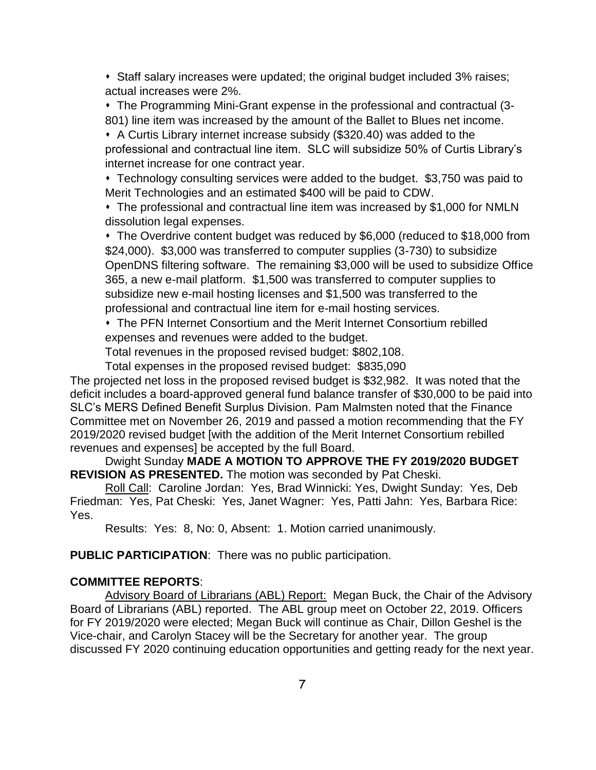- Staff salary increases were updated; the original budget included 3% raises; actual increases were 2%.
- The Programming Mini-Grant expense in the professional and contractual (3-801) line item was increased by the amount of the Ballet to Blues net income.
- A Curtis Library internet increase subsidy ($320.40) was added to the professional and contractual line item. SLC will subsidize 50% of Curtis Library's internet increase for one contract year.
- Technology consulting services were added to the budget. $3,750 was paid to Merit Technologies and an estimated $400 will be paid to CDW.
- The professional and contractual line item was increased by $1,000 for NMLN dissolution legal expenses.
- The Overdrive content budget was reduced by $6,000 (reduced to $18,000 from $24,000). $3,000 was transferred to computer supplies (3-730) to subsidize OpenDNS filtering software. The remaining $3,000 will be used to subsidize Office 365, a new e-mail platform. $1,500 was transferred to computer supplies to subsidize new e-mail hosting licenses and $1,500 was transferred to the professional and contractual line item for e-mail hosting services.
- The PFN Internet Consortium and the Merit Internet Consortium rebilled expenses and revenues were added to the budget.

Total revenues in the proposed revised budget: $802,108.

Total expenses in the proposed revised budget: $835,090

The projected net loss in the proposed revised budget is $32,982. It was noted that the deficit includes a board-approved general fund balance transfer of $30,000 to be paid into SLC's MERS Defined Benefit Surplus Division. Pam Malmsten noted that the Finance Committee met on November 26, 2019 and passed a motion recommending that the FY 2019/2020 revised budget [with the addition of the Merit Internet Consortium rebilled revenues and expenses] be accepted by the full Board.

Dwight Sunday **MADE A MOTION TO APPROVE THE FY 2019/2020 BUDGET REVISION AS PRESENTED.** The motion was seconded by Pat Cheski.

Roll Call: Caroline Jordan: Yes, Brad Winnicki: Yes, Dwight Sunday: Yes, Deb Friedman: Yes, Pat Cheski: Yes, Janet Wagner: Yes, Patti Jahn: Yes, Barbara Rice: Yes.

Results: Yes: 8, No: 0, Absent: 1. Motion carried unanimously.

**PUBLIC PARTICIPATION**: There was no public participation.

**COMMITTEE REPORTS**:

Advisory Board of Librarians (ABL) Report: Megan Buck, the Chair of the Advisory Board of Librarians (ABL) reported. The ABL group meet on October 22, 2019. Officers for FY 2019/2020 were elected; Megan Buck will continue as Chair, Dillon Geshel is the Vice-chair, and Carolyn Stacey will be the Secretary for another year. The group discussed FY 2020 continuing education opportunities and getting ready for the next year.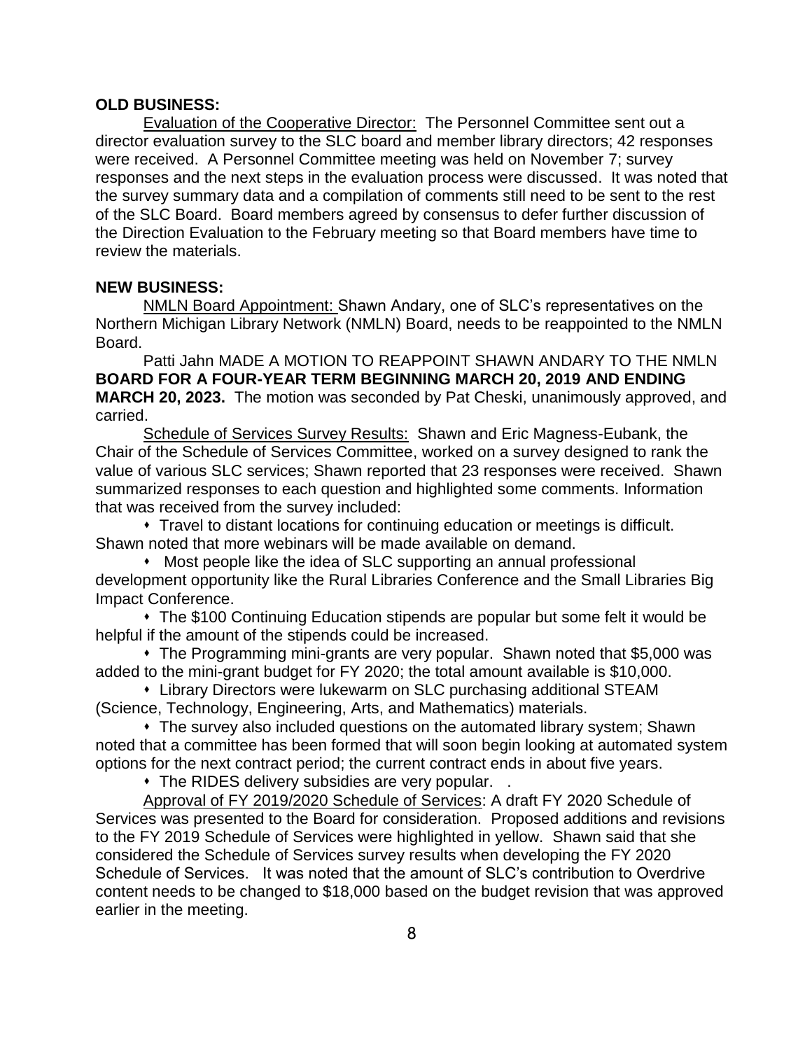**OLD BUSINESS:**

Evaluation of the Cooperative Director: The Personnel Committee sent out a director evaluation survey to the SLC board and member library directors; 42 responses were received. A Personnel Committee meeting was held on November 7; survey responses and the next steps in the evaluation process were discussed. It was noted that the survey summary data and a compilation of comments still need to be sent to the rest of the SLC Board. Board members agreed by consensus to defer further discussion of the Direction Evaluation to the February meeting so that Board members have time to review the materials.

**NEW BUSINESS:**

NMLN Board Appointment: Shawn Andary, one of SLC's representatives on the Northern Michigan Library Network (NMLN) Board, needs to be reappointed to the NMLN Board.

Patti Jahn MADE A MOTION TO REAPPOINT SHAWN ANDARY TO THE NMLN **BOARD FOR A FOUR-YEAR TERM BEGINNING MARCH 20, 2019 AND ENDING MARCH 20, 2023.** The motion was seconded by Pat Cheski, unanimously approved, and carried.

Schedule of Services Survey Results: Shawn and Eric Magness-Eubank, the Chair of the Schedule of Services Committee, worked on a survey designed to rank the value of various SLC services; Shawn reported that 23 responses were received. Shawn summarized responses to each question and highlighted some comments. Information that was received from the survey included:

- Travel to distant locations for continuing education or meetings is difficult. Shawn noted that more webinars will be made available on demand.
- Most people like the idea of SLC supporting an annual professional development opportunity like the Rural Libraries Conference and the Small Libraries Big Impact Conference.
- The $100 Continuing Education stipends are popular but some felt it would be helpful if the amount of the stipends could be increased.
- The Programming mini-grants are very popular. Shawn noted that $5,000 was added to the mini-grant budget for FY 2020; the total amount available is $10,000.
- Library Directors were lukewarm on SLC purchasing additional STEAM (Science, Technology, Engineering, Arts, and Mathematics) materials.
- The survey also included questions on the automated library system; Shawn noted that a committee has been formed that will soon begin looking at automated system options for the next contract period; the current contract ends in about five years.
- The RIDES delivery subsidies are very popular. .

Approval of FY 2019/2020 Schedule of Services: A draft FY 2020 Schedule of Services was presented to the Board for consideration. Proposed additions and revisions to the FY 2019 Schedule of Services were highlighted in yellow. Shawn said that she considered the Schedule of Services survey results when developing the FY 2020 Schedule of Services. It was noted that the amount of SLC's contribution to Overdrive content needs to be changed to $18,000 based on the budget revision that was approved earlier in the meeting.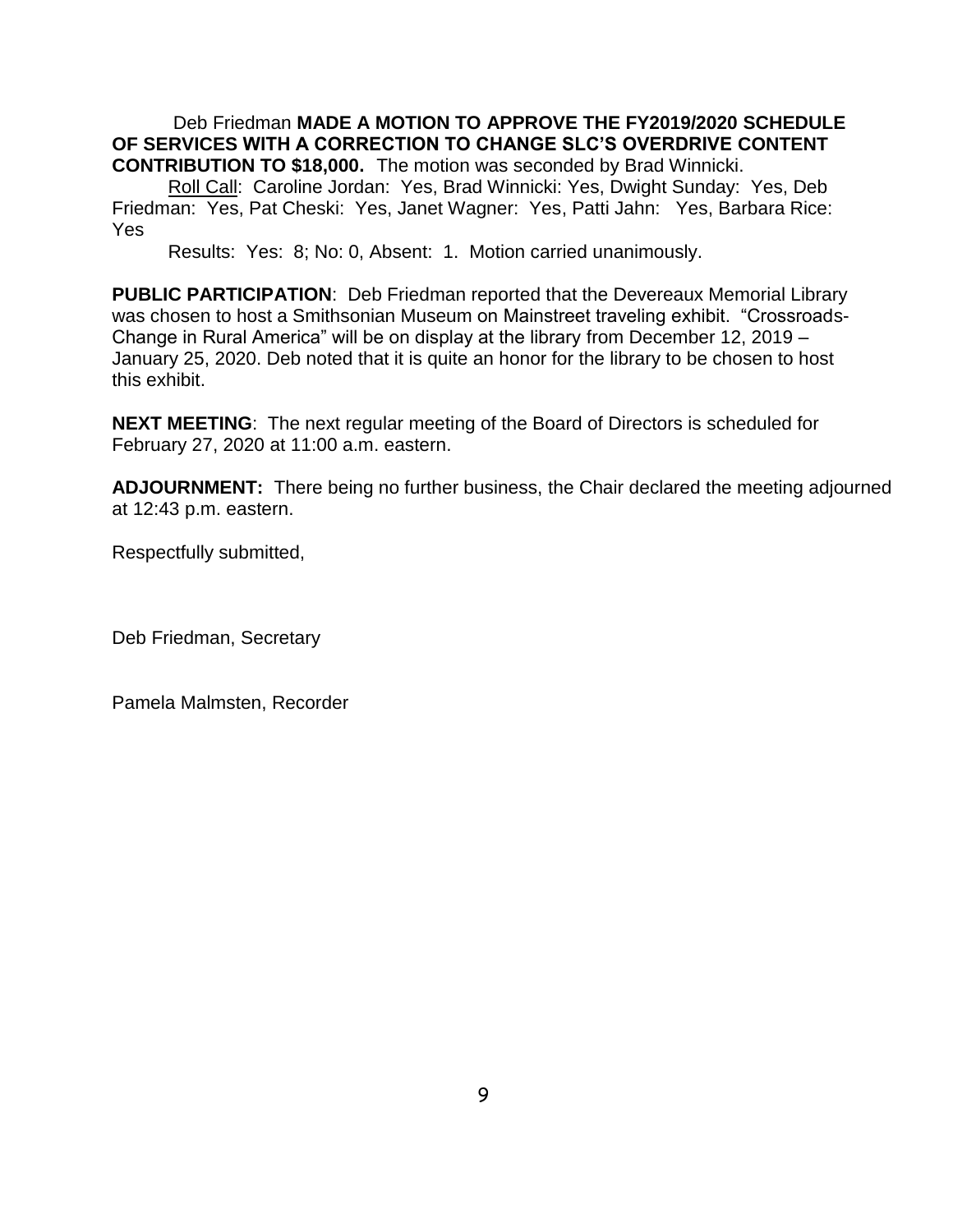Deb Friedman **MADE A MOTION TO APPROVE THE FY2019/2020 SCHEDULE OF SERVICES WITH A CORRECTION TO CHANGE SLC'S OVERDRIVE CONTENT CONTRIBUTION TO $18,000.** The motion was seconded by Brad Winnicki.

Roll Call: Caroline Jordan: Yes, Brad Winnicki: Yes, Dwight Sunday: Yes, Deb Friedman: Yes, Pat Cheski: Yes, Janet Wagner: Yes, Patti Jahn: Yes, Barbara Rice: Yes

Results: Yes: 8; No: 0, Absent: 1. Motion carried unanimously.

**PUBLIC PARTICIPATION**: Deb Friedman reported that the Devereaux Memorial Library was chosen to host a Smithsonian Museum on Mainstreet traveling exhibit. "Crossroads-Change in Rural America" will be on display at the library from December 12, 2019 – January 25, 2020. Deb noted that it is quite an honor for the library to be chosen to host this exhibit.

**NEXT MEETING**: The next regular meeting of the Board of Directors is scheduled for February 27, 2020 at 11:00 a.m. eastern.

**ADJOURNMENT:** There being no further business, the Chair declared the meeting adjourned at 12:43 p.m. eastern.

Respectfully submitted,

Deb Friedman, Secretary

Pamela Malmsten, Recorder